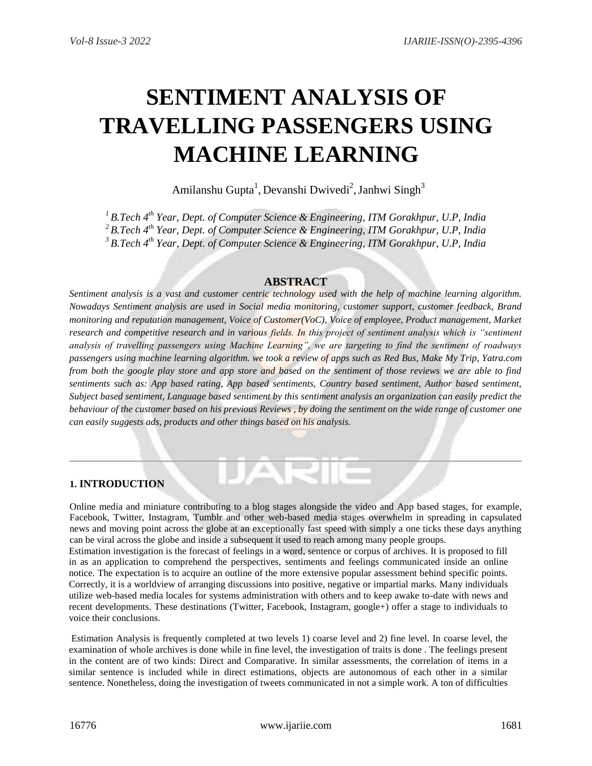# SENTIMENT ANALYSIS OF TRAVELLING PASSENGERS USING MACHINE LEARNING

Amilanshu Gupta[1], Devanshi Dwivedi[2], Janhwi Singh[3]

*[1] B.Tech 4th Year, Dept. of Computer Science & Engineering, ITM Gorakhpur, U.P, India*
*[2] B.Tech 4th Year, Dept. of Computer Science & Engineering, ITM Gorakhpur, U.P, India*
*[3] B.Tech 4th Year, Dept. of Computer Science & Engineering, ITM Gorakhpur, U.P, India*

## ABSTRACT

*Sentiment analysis is a vast and customer centric technology used with the help of machine learning algorithm. Nowadays Sentiment analysis are used in Social media monitoring, customer support, customer feedback, Brand monitoring and reputation management, Voice of Customer(VoC), Voice of employee, Product management, Market research and competitive research and in various fields. In this project of sentiment analysis which is "sentiment analysis of travelling passengers using Machine Learning", we are targeting to find the sentiment of roadways passengers using machine learning algorithm. we took a review of apps such as Red Bus, Make My Trip, Yatra.com from both the google play store and app store and based on the sentiment of those reviews we are able to find sentiments such as: App based rating, App based sentiments, Country based sentiment, Author based sentiment, Subject based sentiment, Language based sentiment by this sentiment analysis an organization can easily predict the behaviour of the customer based on his previous Reviews , by doing the sentiment on the wide range of customer one can easily suggests ads, products and other things based on his analysis.*

## 1. INTRODUCTION

Online media and miniature contributing to a blog stages alongside the video and App based stages, for example, Facebook, Twitter, Instagram, Tumblr and other web-based media stages overwhelm in spreading in capsulated news and moving point across the globe at an exceptionally fast speed with simply a one ticks these days anything can be viral across the globe and inside a subsequent it used to reach among many people groups.
Estimation investigation is the forecast of feelings in a word, sentence or corpus of archives. It is proposed to fill in as an application to comprehend the perspectives, sentiments and feelings communicated inside an online notice. The expectation is to acquire an outline of the more extensive popular assessment behind specific points. Correctly, it is a worldview of arranging discussions into positive, negative or impartial marks. Many individuals utilize web-based media locales for systems administration with others and to keep awake to-date with news and recent developments. These destinations (Twitter, Facebook, Instagram, google+) offer a stage to individuals to voice their conclusions.

Estimation Analysis is frequently completed at two levels 1) coarse level and 2) fine level. In coarse level, the examination of whole archives is done while in fine level, the investigation of traits is done . The feelings present in the content are of two kinds: Direct and Comparative. In similar assessments, the correlation of items in a similar sentence is included while in direct estimations, objects are autonomous of each other in a similar sentence. Nonetheless, doing the investigation of tweets communicated in not a simple work. A ton of difficulties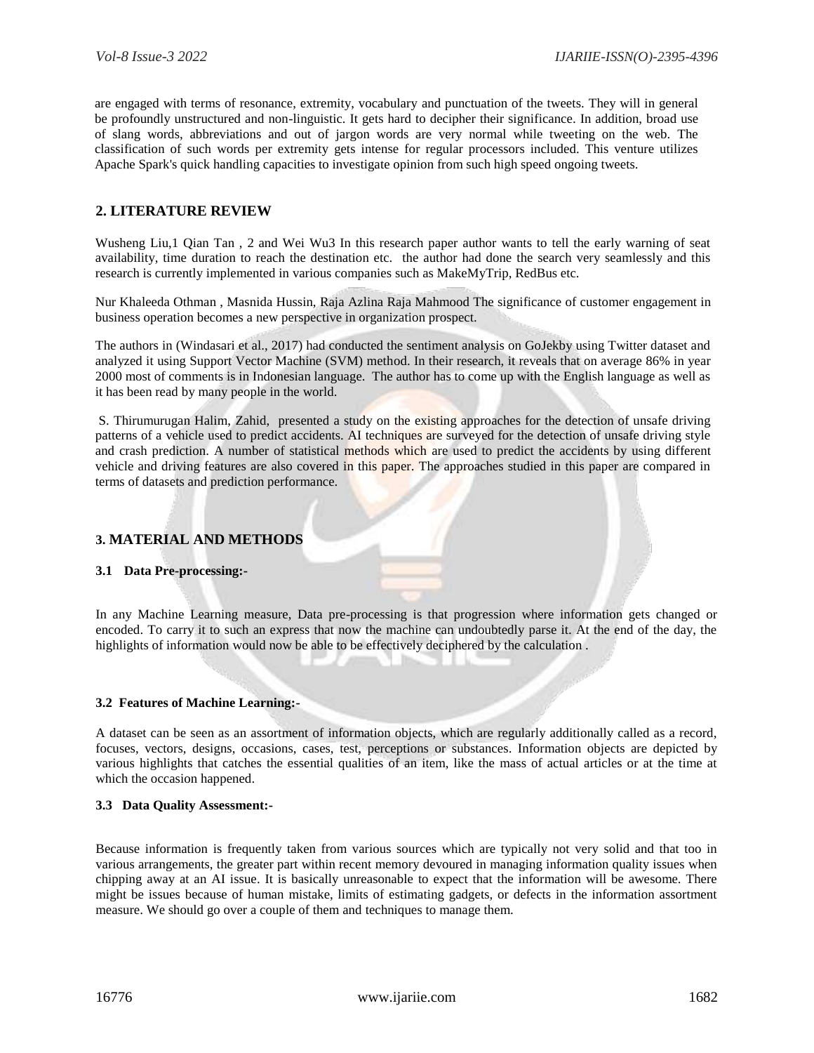are engaged with terms of resonance, extremity, vocabulary and punctuation of the tweets. They will in general be profoundly unstructured and non-linguistic. It gets hard to decipher their significance. In addition, broad use of slang words, abbreviations and out of jargon words are very normal while tweeting on the web. The classification of such words per extremity gets intense for regular processors included. This venture utilizes Apache Spark's quick handling capacities to investigate opinion from such high speed ongoing tweets.

## 2. LITERATURE REVIEW

Wusheng Liu,1 Qian Tan , 2 and Wei Wu3 In this research paper author wants to tell the early warning of seat availability, time duration to reach the destination etc. the author had done the search very seamlessly and this research is currently implemented in various companies such as MakeMyTrip, RedBus etc.

Nur Khaleeda Othman , Masnida Hussin, Raja Azlina Raja Mahmood The significance of customer engagement in business operation becomes a new perspective in organization prospect.

The authors in (Windasari et al., 2017) had conducted the sentiment analysis on GoJekby using Twitter dataset and analyzed it using Support Vector Machine (SVM) method. In their research, it reveals that on average 86% in year 2000 most of comments is in Indonesian language. The author has to come up with the English language as well as it has been read by many people in the world.

S. Thirumurugan Halim, Zahid, presented a study on the existing approaches for the detection of unsafe driving patterns of a vehicle used to predict accidents. AI techniques are surveyed for the detection of unsafe driving style and crash prediction. A number of statistical methods which are used to predict the accidents by using different vehicle and driving features are also covered in this paper. The approaches studied in this paper are compared in terms of datasets and prediction performance.

## 3. MATERIAL AND METHODS

### 3.1 Data Pre-processing:-

In any Machine Learning measure, Data pre-processing is that progression where information gets changed or encoded. To carry it to such an express that now the machine can undoubtedly parse it. At the end of the day, the highlights of information would now be able to be effectively deciphered by the calculation .

### 3.2 Features of Machine Learning:-

A dataset can be seen as an assortment of information objects, which are regularly additionally called as a record, focuses, vectors, designs, occasions, cases, test, perceptions or substances. Information objects are depicted by various highlights that catches the essential qualities of an item, like the mass of actual articles or at the time at which the occasion happened.

### 3.3 Data Quality Assessment:-

Because information is frequently taken from various sources which are typically not very solid and that too in various arrangements, the greater part within recent memory devoured in managing information quality issues when chipping away at an AI issue. It is basically unreasonable to expect that the information will be awesome. There might be issues because of human mistake, limits of estimating gadgets, or defects in the information assortment measure. We should go over a couple of them and techniques to manage them.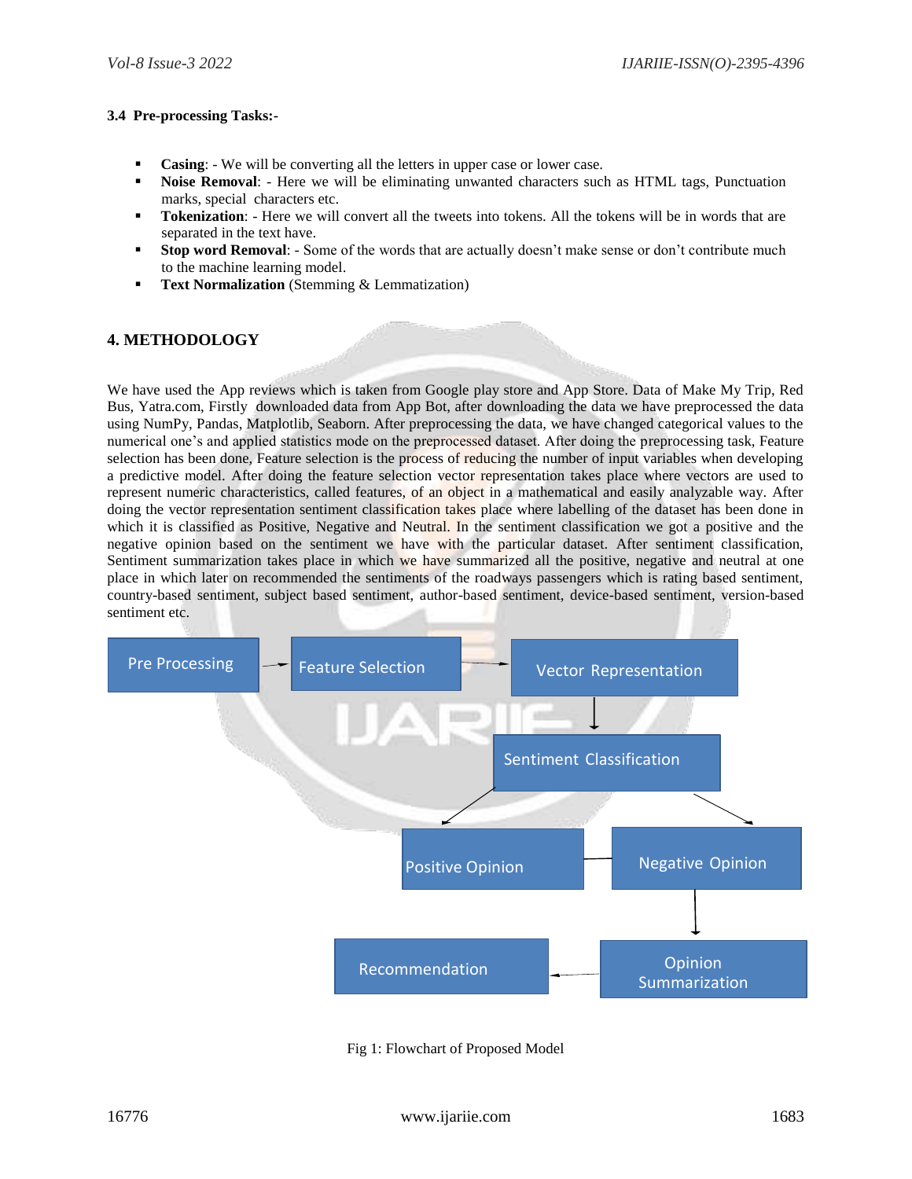### 3.4 Pre-processing Tasks:-

- **Casing**: - We will be converting all the letters in upper case or lower case.
- **Noise Removal**: - Here we will be eliminating unwanted characters such as HTML tags, Punctuation marks, special characters etc.
- **Tokenization**: - Here we will convert all the tweets into tokens. All the tokens will be in words that are separated in the text have.
- **Stop word Removal**: - Some of the words that are actually doesn't make sense or don't contribute much to the machine learning model.
- **Text Normalization** (Stemming & Lemmatization)

## 4. METHODOLOGY

We have used the App reviews which is taken from Google play store and App Store. Data of Make My Trip, Red Bus, Yatra.com, Firstly downloaded data from App Bot, after downloading the data we have preprocessed the data using NumPy, Pandas, Matplotlib, Seaborn. After preprocessing the data, we have changed categorical values to the numerical one's and applied statistics mode on the preprocessed dataset. After doing the preprocessing task, Feature selection has been done, Feature selection is the process of reducing the number of input variables when developing a predictive model. After doing the feature selection vector representation takes place where vectors are used to represent numeric characteristics, called features, of an object in a mathematical and easily analyzable way. After doing the vector representation sentiment classification takes place where labelling of the dataset has been done in which it is classified as Positive, Negative and Neutral. In the sentiment classification we got a positive and the negative opinion based on the sentiment we have with the particular dataset. After sentiment classification, Sentiment summarization takes place in which we have summarized all the positive, negative and neutral at one place in which later on recommended the sentiments of the roadways passengers which is rating based sentiment, country-based sentiment, subject based sentiment, author-based sentiment, device-based sentiment, version-based sentiment etc.

Pre Processing → Feature Selection → Vector Representation → Sentiment Classification → Positive Opinion / Negative Opinion → Opinion Summarization → Recommendation

Fig 1: Flowchart of Proposed Model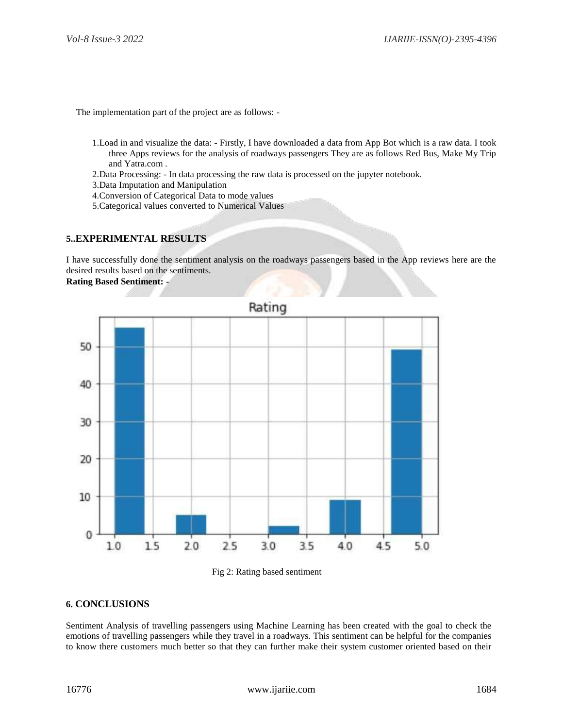The implementation part of the project are as follows: -

1.Load in and visualize the data: - Firstly, I have downloaded a data from App Bot which is a raw data. I took three Apps reviews for the analysis of roadways passengers They are as follows Red Bus, Make My Trip and Yatra.com .
2.Data Processing: - In data processing the raw data is processed on the jupyter notebook.
3.Data Imputation and Manipulation
4.Conversion of Categorical Data to mode values
5.Categorical values converted to Numerical Values

## 5..EXPERIMENTAL RESULTS

I have successfully done the sentiment analysis on the roadways passengers based in the App reviews here are the desired results based on the sentiments.

**Rating Based Sentiment: -**

Fig 2: Rating based sentiment

## 6. CONCLUSIONS

Sentiment Analysis of travelling passengers using Machine Learning has been created with the goal to check the emotions of travelling passengers while they travel in a roadways. This sentiment can be helpful for the companies to know there customers much better so that they can further make their system customer oriented based on their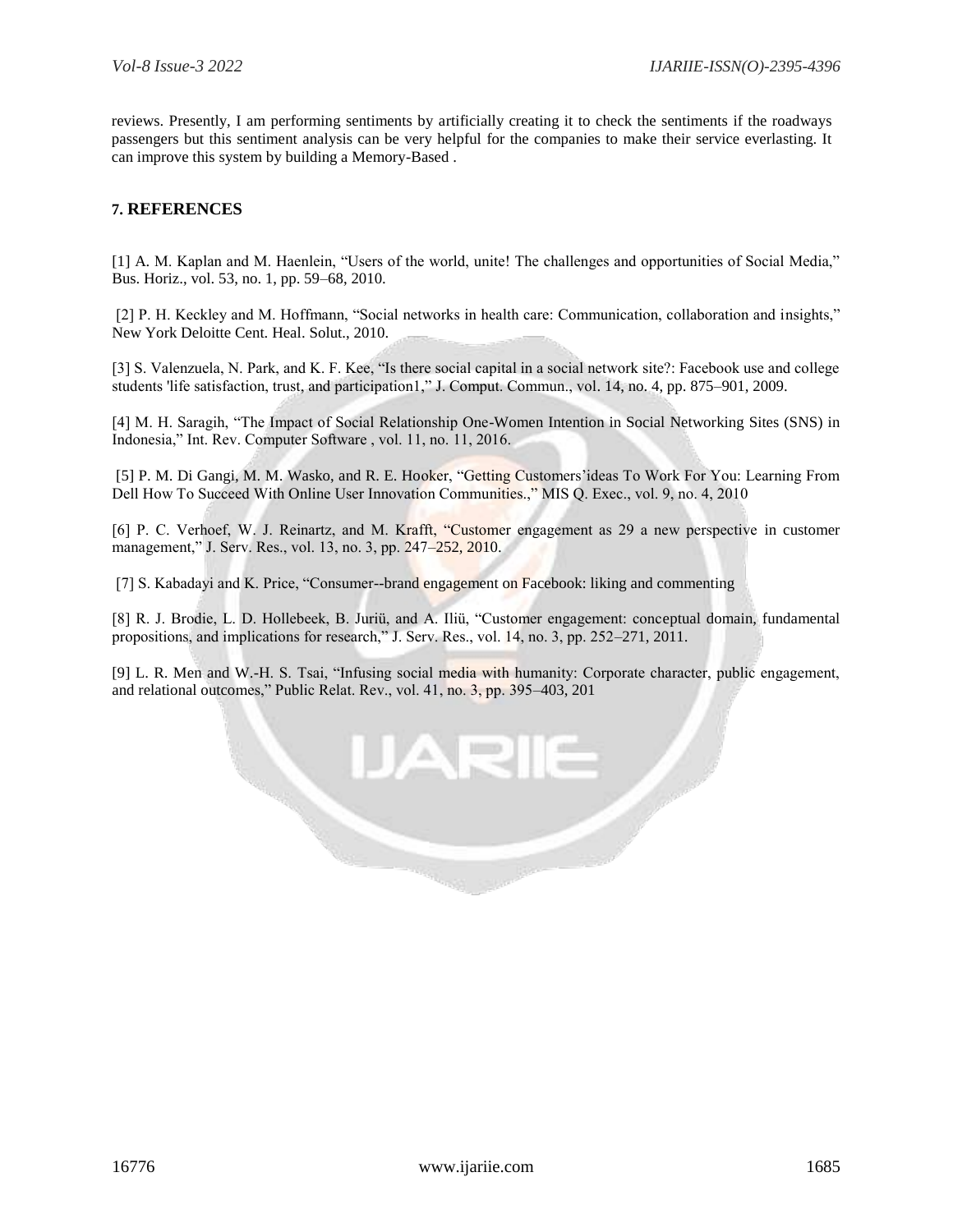reviews. Presently, I am performing sentiments by artificially creating it to check the sentiments if the roadways passengers but this sentiment analysis can be very helpful for the companies to make their service everlasting. It can improve this system by building a Memory-Based .

## 7. REFERENCES

[1] A. M. Kaplan and M. Haenlein, "Users of the world, unite! The challenges and opportunities of Social Media," Bus. Horiz., vol. 53, no. 1, pp. 59–68, 2010.

[2] P. H. Keckley and M. Hoffmann, "Social networks in health care: Communication, collaboration and insights," New York Deloitte Cent. Heal. Solut., 2010.

[3] S. Valenzuela, N. Park, and K. F. Kee, "Is there social capital in a social network site?: Facebook use and college students 'life satisfaction, trust, and participation1," J. Comput. Commun., vol. 14, no. 4, pp. 875–901, 2009.

[4] M. H. Saragih, "The Impact of Social Relationship One-Women Intention in Social Networking Sites (SNS) in Indonesia," Int. Rev. Computer Software , vol. 11, no. 11, 2016.

[5] P. M. Di Gangi, M. M. Wasko, and R. E. Hooker, "Getting Customers'ideas To Work For You: Learning From Dell How To Succeed With Online User Innovation Communities.," MIS Q. Exec., vol. 9, no. 4, 2010

[6] P. C. Verhoef, W. J. Reinartz, and M. Krafft, "Customer engagement as 29 a new perspective in customer management," J. Serv. Res., vol. 13, no. 3, pp. 247–252, 2010.

[7] S. Kabadayi and K. Price, "Consumer--brand engagement on Facebook: liking and commenting

[8] R. J. Brodie, L. D. Hollebeek, B. Juriü, and A. Iliü, "Customer engagement: conceptual domain, fundamental propositions, and implications for research," J. Serv. Res., vol. 14, no. 3, pp. 252–271, 2011.

[9] L. R. Men and W.-H. S. Tsai, "Infusing social media with humanity: Corporate character, public engagement, and relational outcomes," Public Relat. Rev., vol. 41, no. 3, pp. 395–403, 201